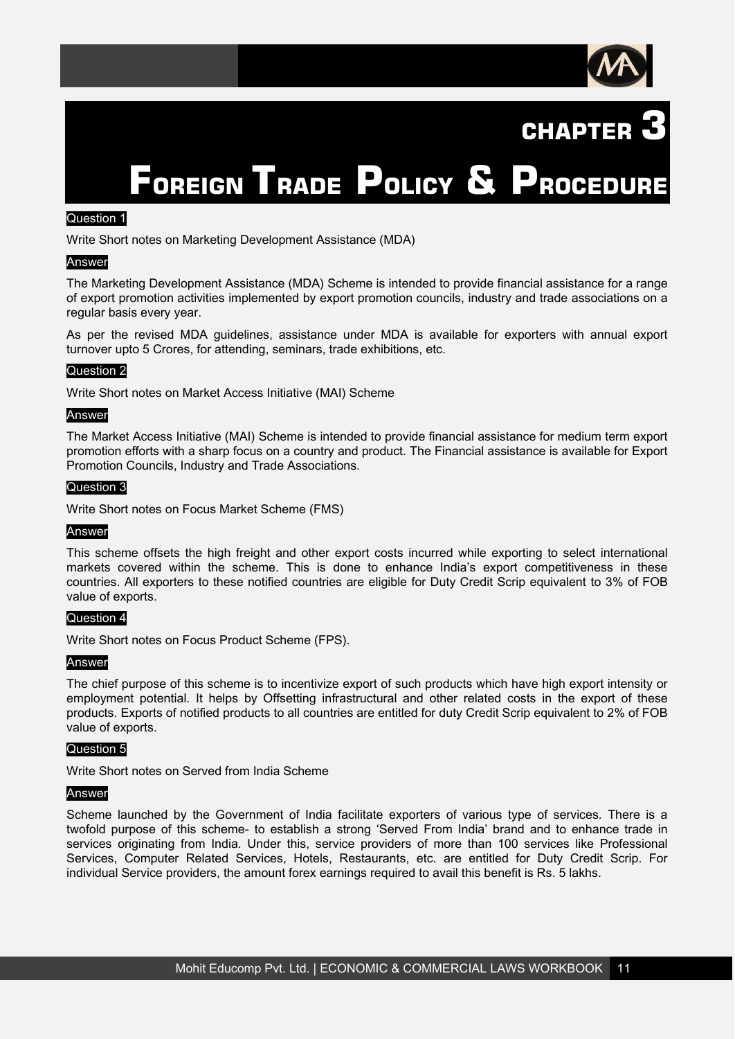# CHAPTER 3

# Foreign Trade Policy & Procedure

**Question 1**

Write Short notes on Marketing Development Assistance (MDA)

**Answer**

The Marketing Development Assistance (MDA) Scheme is intended to provide financial assistance for a range of export promotion activities implemented by export promotion councils, industry and trade associations on a regular basis every year.

As per the revised MDA guidelines, assistance under MDA is available for exporters with annual export turnover upto 5 Crores, for attending, seminars, trade exhibitions, etc.

**Question 2**

Write Short notes on Market Access Initiative (MAI) Scheme

**Answer**

The Market Access Initiative (MAI) Scheme is intended to provide financial assistance for medium term export promotion efforts with a sharp focus on a country and product. The Financial assistance is available for Export Promotion Councils, Industry and Trade Associations.

**Question 3**

Write Short notes on Focus Market Scheme (FMS)

**Answer**

This scheme offsets the high freight and other export costs incurred while exporting to select international markets covered within the scheme. This is done to enhance India's export competitiveness in these countries. All exporters to these notified countries are eligible for Duty Credit Scrip equivalent to 3% of FOB value of exports.

**Question 4**

Write Short notes on Focus Product Scheme (FPS).

**Answer**

The chief purpose of this scheme is to incentivize export of such products which have high export intensity or employment potential. It helps by Offsetting infrastructural and other related costs in the export of these products. Exports of notified products to all countries are entitled for duty Credit Scrip equivalent to 2% of FOB value of exports.

**Question 5**

Write Short notes on Served from India Scheme

**Answer**

Scheme launched by the Government of India facilitate exporters of various type of services. There is a twofold purpose of this scheme- to establish a strong 'Served From India' brand and to enhance trade in services originating from India. Under this, service providers of more than 100 services like Professional Services, Computer Related Services, Hotels, Restaurants, etc. are entitled for Duty Credit Scrip. For individual Service providers, the amount forex earnings required to avail this benefit is Rs. 5 lakhs.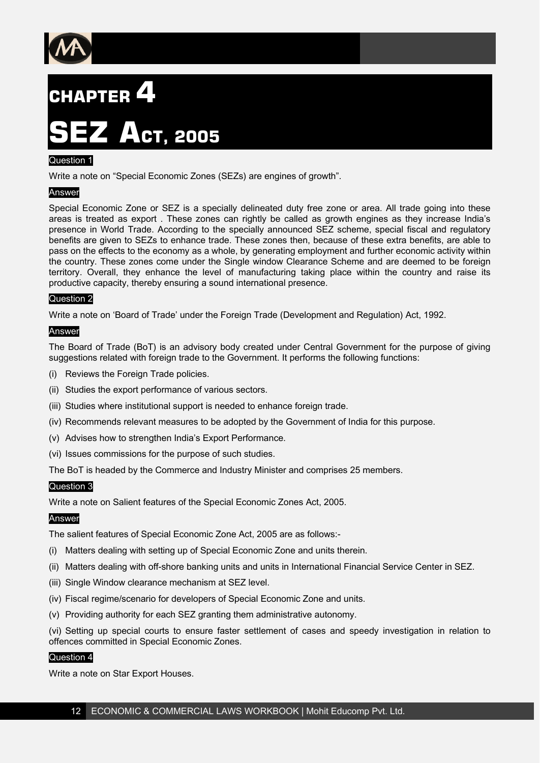# CHAPTER 4

# SEZ ACT, 2005

Question 1

Write a note on "Special Economic Zones (SEZs) are engines of growth".

Answer

Special Economic Zone or SEZ is a specially delineated duty free zone or area. All trade going into these areas is treated as export . These zones can rightly be called as growth engines as they increase India's presence in World Trade. According to the specially announced SEZ scheme, special fiscal and regulatory benefits are given to SEZs to enhance trade. These zones then, because of these extra benefits, are able to pass on the effects to the economy as a whole, by generating employment and further economic activity within the country. These zones come under the Single window Clearance Scheme and are deemed to be foreign territory. Overall, they enhance the level of manufacturing taking place within the country and raise its productive capacity, thereby ensuring a sound international presence.

Question 2

Write a note on 'Board of Trade' under the Foreign Trade (Development and Regulation) Act, 1992.

Answer

The Board of Trade (BoT) is an advisory body created under Central Government for the purpose of giving suggestions related with foreign trade to the Government. It performs the following functions:

(i) Reviews the Foreign Trade policies.

(ii) Studies the export performance of various sectors.

(iii) Studies where institutional support is needed to enhance foreign trade.

(iv) Recommends relevant measures to be adopted by the Government of India for this purpose.

(v) Advises how to strengthen India's Export Performance.

(vi) Issues commissions for the purpose of such studies.

The BoT is headed by the Commerce and Industry Minister and comprises 25 members.

Question 3

Write a note on Salient features of the Special Economic Zones Act, 2005.

Answer

The salient features of Special Economic Zone Act, 2005 are as follows:-

(i) Matters dealing with setting up of Special Economic Zone and units therein.

(ii) Matters dealing with off-shore banking units and units in International Financial Service Center in SEZ.

(iii) Single Window clearance mechanism at SEZ level.

(iv) Fiscal regime/scenario for developers of Special Economic Zone and units.

(v) Providing authority for each SEZ granting them administrative autonomy.

(vi) Setting up special courts to ensure faster settlement of cases and speedy investigation in relation to offences committed in Special Economic Zones.

Question 4

Write a note on Star Export Houses.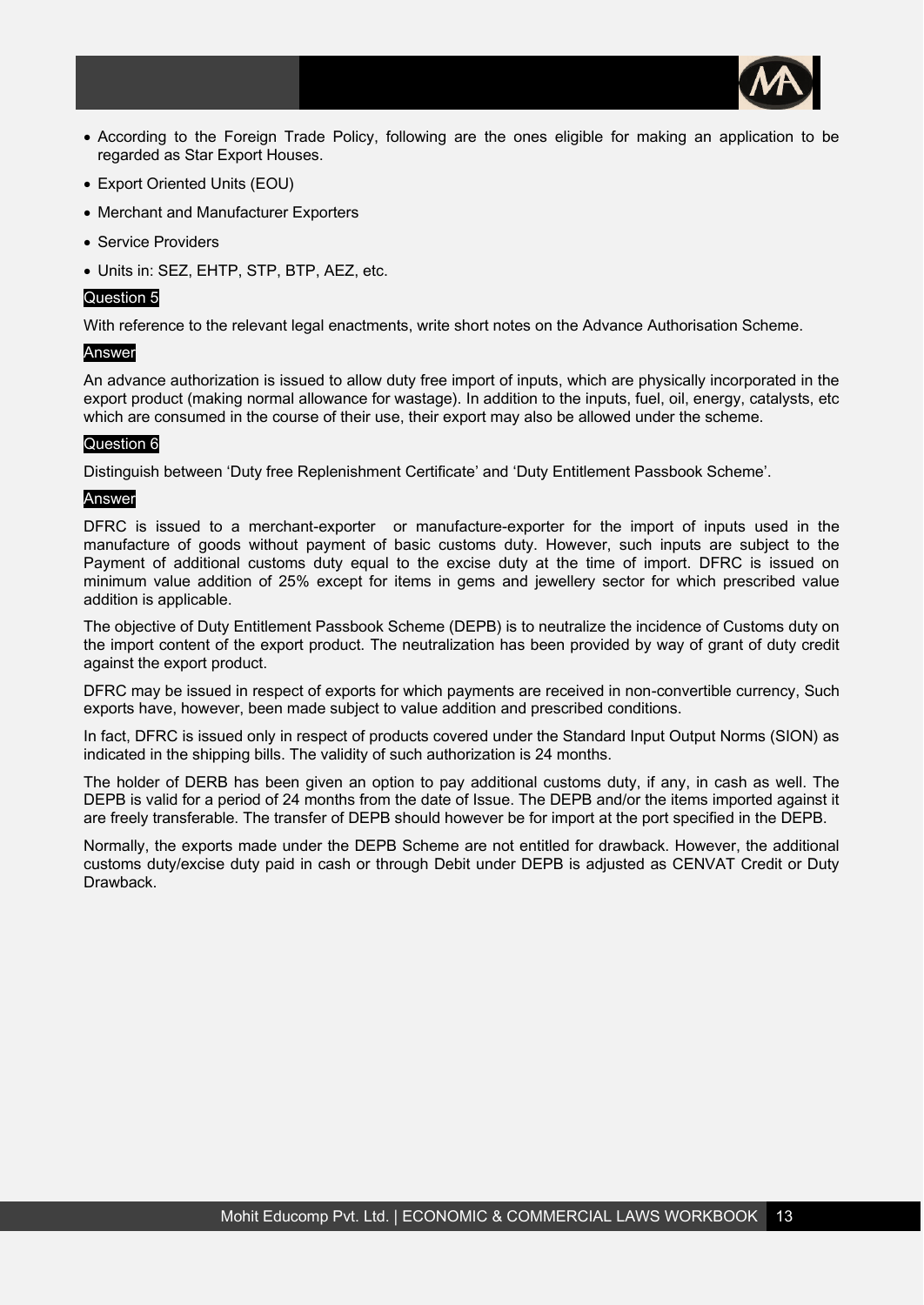- According to the Foreign Trade Policy, following are the ones eligible for making an application to be regarded as Star Export Houses.
- Export Oriented Units (EOU)
- Merchant and Manufacturer Exporters
- Service Providers
- Units in: SEZ, EHTP, STP, BTP, AEZ, etc.

### Question 5

With reference to the relevant legal enactments, write short notes on the Advance Authorisation Scheme.

### Answer

An advance authorization is issued to allow duty free import of inputs, which are physically incorporated in the export product (making normal allowance for wastage). In addition to the inputs, fuel, oil, energy, catalysts, etc which are consumed in the course of their use, their export may also be allowed under the scheme.

### Question 6

Distinguish between 'Duty free Replenishment Certificate' and 'Duty Entitlement Passbook Scheme'.

### Answer

DFRC is issued to a merchant-exporter or manufacture-exporter for the import of inputs used in the manufacture of goods without payment of basic customs duty. However, such inputs are subject to the Payment of additional customs duty equal to the excise duty at the time of import. DFRC is issued on minimum value addition of 25% except for items in gems and jewellery sector for which prescribed value addition is applicable.

The objective of Duty Entitlement Passbook Scheme (DEPB) is to neutralize the incidence of Customs duty on the import content of the export product. The neutralization has been provided by way of grant of duty credit against the export product.

DFRC may be issued in respect of exports for which payments are received in non-convertible currency, Such exports have, however, been made subject to value addition and prescribed conditions.

In fact, DFRC is issued only in respect of products covered under the Standard Input Output Norms (SION) as indicated in the shipping bills. The validity of such authorization is 24 months.

The holder of DERB has been given an option to pay additional customs duty, if any, in cash as well. The DEPB is valid for a period of 24 months from the date of Issue. The DEPB and/or the items imported against it are freely transferable. The transfer of DEPB should however be for import at the port specified in the DEPB.

Normally, the exports made under the DEPB Scheme are not entitled for drawback. However, the additional customs duty/excise duty paid in cash or through Debit under DEPB is adjusted as CENVAT Credit or Duty Drawback.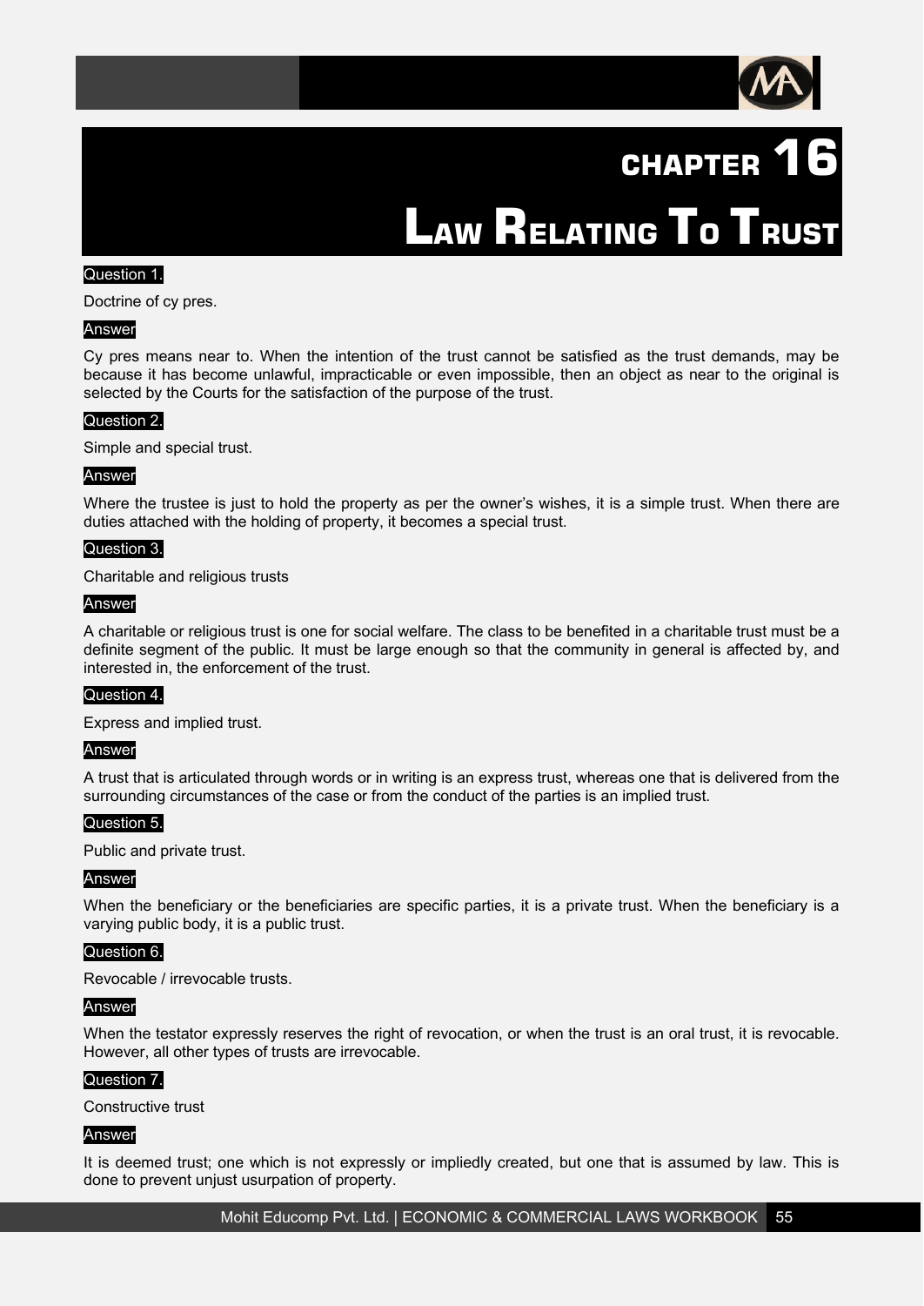# CHAPTER 16

# LAW RELATING TO TRUST

**Question 1.**

Doctrine of cy pres.

**Answer**

Cy pres means near to. When the intention of the trust cannot be satisfied as the trust demands, may be because it has become unlawful, impracticable or even impossible, then an object as near to the original is selected by the Courts for the satisfaction of the purpose of the trust.

**Question 2.**

Simple and special trust.

**Answer**

Where the trustee is just to hold the property as per the owner's wishes, it is a simple trust. When there are duties attached with the holding of property, it becomes a special trust.

**Question 3.**

Charitable and religious trusts

**Answer**

A charitable or religious trust is one for social welfare. The class to be benefited in a charitable trust must be a definite segment of the public. It must be large enough so that the community in general is affected by, and interested in, the enforcement of the trust.

**Question 4.**

Express and implied trust.

**Answer**

A trust that is articulated through words or in writing is an express trust, whereas one that is delivered from the surrounding circumstances of the case or from the conduct of the parties is an implied trust.

**Question 5.**

Public and private trust.

**Answer**

When the beneficiary or the beneficiaries are specific parties, it is a private trust. When the beneficiary is a varying public body, it is a public trust.

**Question 6.**

Revocable / irrevocable trusts.

**Answer**

When the testator expressly reserves the right of revocation, or when the trust is an oral trust, it is revocable. However, all other types of trusts are irrevocable.

**Question 7.**

Constructive trust

**Answer**

It is deemed trust; one which is not expressly or impliedly created, but one that is assumed by law. This is done to prevent unjust usurpation of property.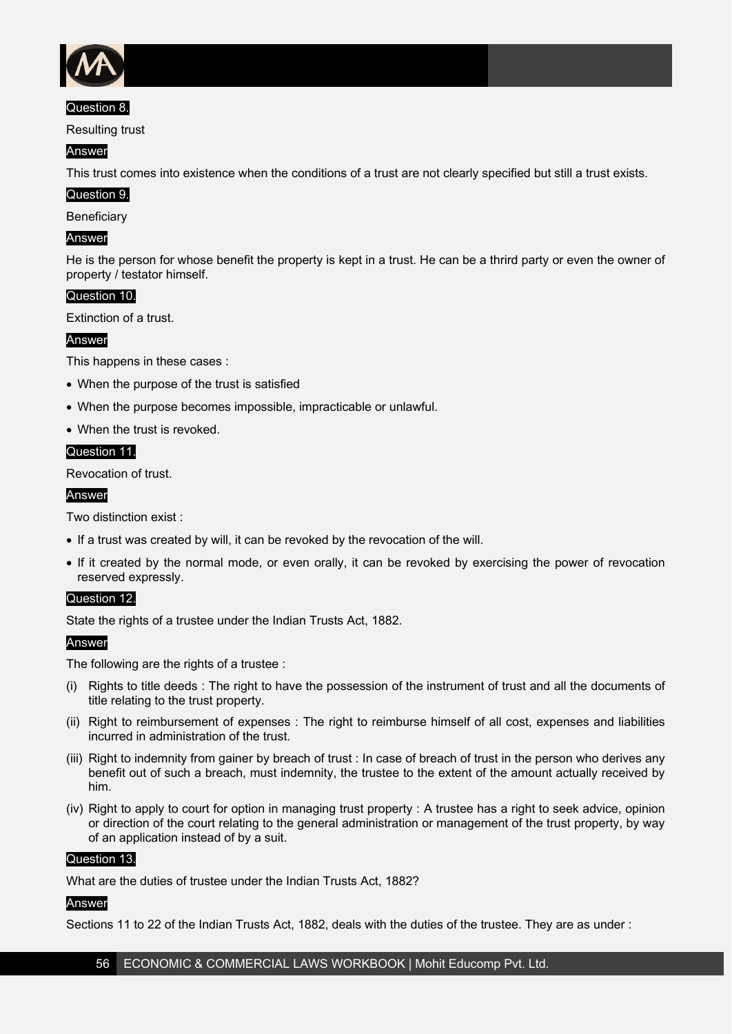**Question 8.**

Resulting trust

**Answer**

This trust comes into existence when the conditions of a trust are not clearly specified but still a trust exists.

**Question 9.**

Beneficiary

**Answer**

He is the person for whose benefit the property is kept in a trust. He can be a thrird party or even the owner of property / testator himself.

**Question 10.**

Extinction of a trust.

**Answer**

This happens in these cases :

- When the purpose of the trust is satisfied
- When the purpose becomes impossible, impracticable or unlawful.
- When the trust is revoked.

**Question 11.**

Revocation of trust.

**Answer**

Two distinction exist :

- If a trust was created by will, it can be revoked by the revocation of the will.
- If it created by the normal mode, or even orally, it can be revoked by exercising the power of revocation reserved expressly.

**Question 12.**

State the rights of a trustee under the Indian Trusts Act, 1882.

**Answer**

The following are the rights of a trustee :

(i) Rights to title deeds : The right to have the possession of the instrument of trust and all the documents of title relating to the trust property.

(ii) Right to reimbursement of expenses : The right to reimburse himself of all cost, expenses and liabilities incurred in administration of the trust.

(iii) Right to indemnity from gainer by breach of trust : In case of breach of trust in the person who derives any benefit out of such a breach, must indemnity, the trustee to the extent of the amount actually received by him.

(iv) Right to apply to court for option in managing trust property : A trustee has a right to seek advice, opinion or direction of the court relating to the general administration or management of the trust property, by way of an application instead of by a suit.

**Question 13.**

What are the duties of trustee under the Indian Trusts Act, 1882?

**Answer**

Sections 11 to 22 of the Indian Trusts Act, 1882, deals with the duties of the trustee. They are as under :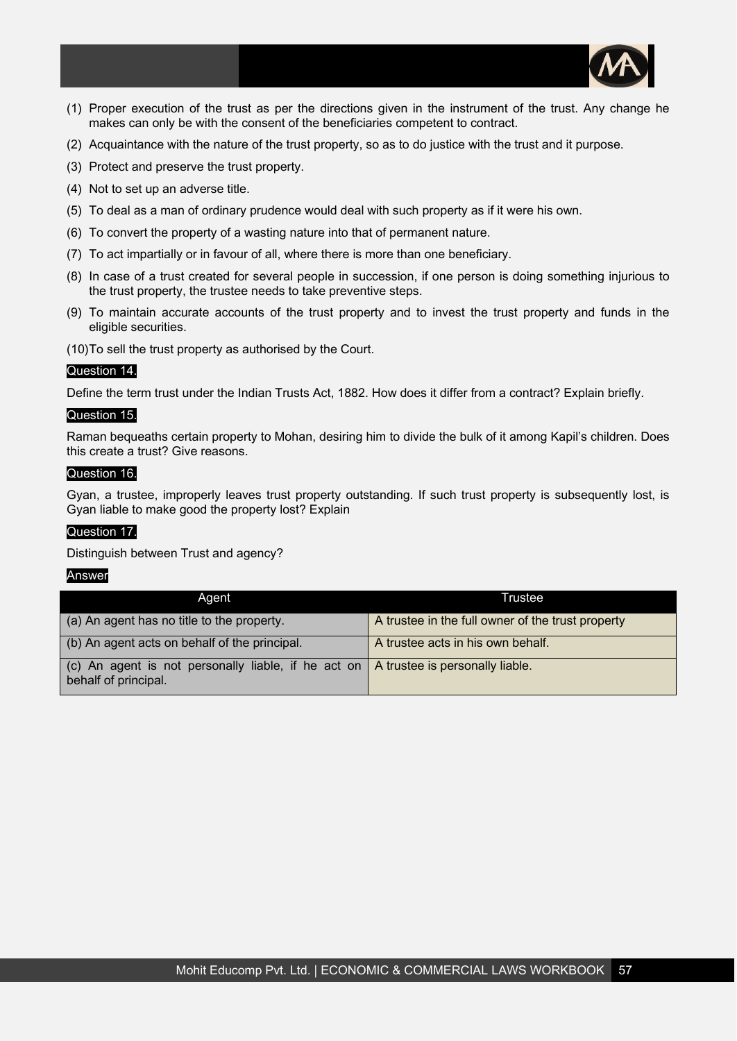(1) Proper execution of the trust as per the directions given in the instrument of the trust. Any change he makes can only be with the consent of the beneficiaries competent to contract.

(2) Acquaintance with the nature of the trust property, so as to do justice with the trust and it purpose.

(3) Protect and preserve the trust property.

(4) Not to set up an adverse title.

(5) To deal as a man of ordinary prudence would deal with such property as if it were his own.

(6) To convert the property of a wasting nature into that of permanent nature.

(7) To act impartially or in favour of all, where there is more than one beneficiary.

(8) In case of a trust created for several people in succession, if one person is doing something injurious to the trust property, the trustee needs to take preventive steps.

(9) To maintain accurate accounts of the trust property and to invest the trust property and funds in the eligible securities.

(10)To sell the trust property as authorised by the Court.

**Question 14.**

Define the term trust under the Indian Trusts Act, 1882. How does it differ from a contract? Explain briefly.

**Question 15.**

Raman bequeaths certain property to Mohan, desiring him to divide the bulk of it among Kapil's children. Does this create a trust? Give reasons.

**Question 16.**

Gyan, a trustee, improperly leaves trust property outstanding. If such trust property is subsequently lost, is Gyan liable to make good the property lost? Explain

**Question 17.**

Distinguish between Trust and agency?

**Answer**

| Agent | Trustee |
|---|---|
| (a) An agent has no title to the property. | A trustee in the full owner of the trust property |
| (b) An agent acts on behalf of the principal. | A trustee acts in his own behalf. |
| (c) An agent is not personally liable, if he act on behalf of principal. | A trustee is personally liable. |